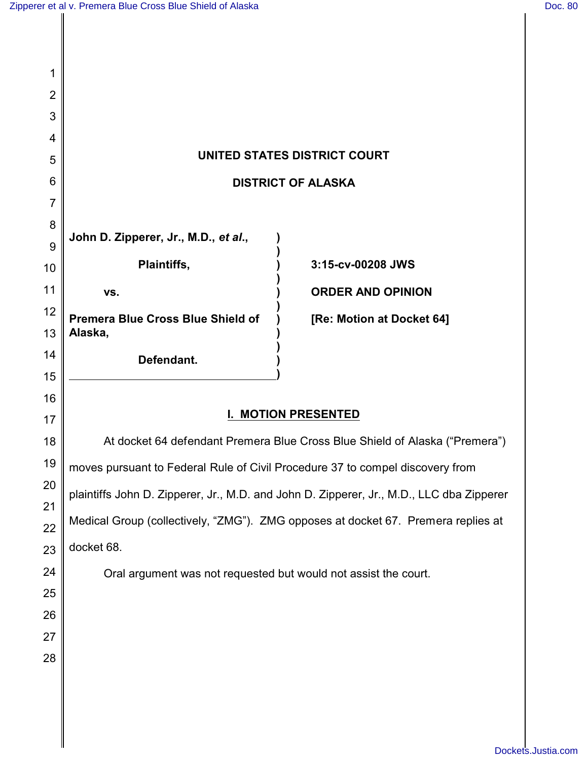# UNITED STATES DISTRICT COURT

# DISTRICT OF ALASKA

| | | |
|---|---|---|
| **John D. Zipperer, Jr., M.D.,** ***et al.*****,** | **)** | |
| | **)** | |
| **Plaintiffs,** | **)** | **3:15-cv-00208 JWS** |
| | **)** | |
| **vs.** | **)** | **ORDER AND OPINION** |
| | **)** | |
| **Premera Blue Cross Blue Shield of Alaska,** | **)** | **[Re: Motion at Docket 64]** |
| | **)** | |
| **Defendant.** | **)** | |

## I. MOTION PRESENTED

At docket 64 defendant Premera Blue Cross Blue Shield of Alaska ("Premera") moves pursuant to Federal Rule of Civil Procedure 37 to compel discovery from plaintiffs John D. Zipperer, Jr., M.D. and John D. Zipperer, Jr., M.D., LLC dba Zipperer Medical Group (collectively, "ZMG"). ZMG opposes at docket 67. Premera replies at docket 68.

Oral argument was not requested but would not assist the court.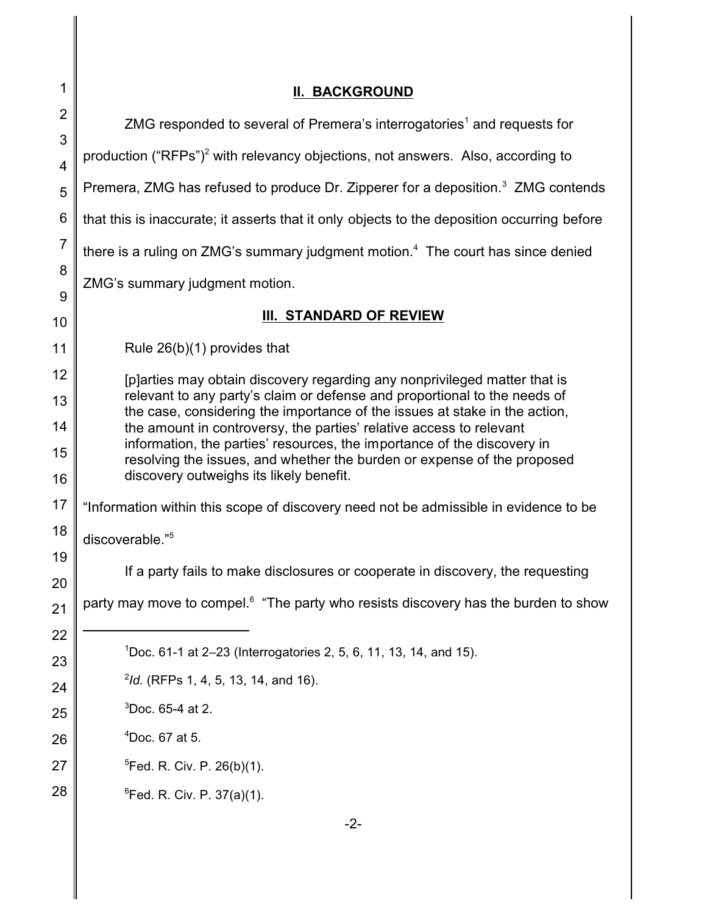## II. BACKGROUND

ZMG responded to several of Premera's interrogatories[1] and requests for production ("RFPs")[2] with relevancy objections, not answers. Also, according to Premera, ZMG has refused to produce Dr. Zipperer for a deposition.[3] ZMG contends that this is inaccurate; it asserts that it only objects to the deposition occurring before there is a ruling on ZMG's summary judgment motion.[4] The court has since denied ZMG's summary judgment motion.

## III. STANDARD OF REVIEW

Rule 26(b)(1) provides that

> [p]arties may obtain discovery regarding any nonprivileged matter that is relevant to any party's claim or defense and proportional to the needs of the case, considering the importance of the issues at stake in the action, the amount in controversy, the parties' relative access to relevant information, the parties' resources, the importance of the discovery in resolving the issues, and whether the burden or expense of the proposed discovery outweighs its likely benefit.

"Information within this scope of discovery need not be admissible in evidence to be discoverable."[5]

If a party fails to make disclosures or cooperate in discovery, the requesting party may move to compel.[6] "The party who resists discovery has the burden to show

---

[1] Doc. 61-1 at 2–23 (Interrogatories 2, 5, 6, 11, 13, 14, and 15).

[2] *Id.* (RFPs 1, 4, 5, 13, 14, and 16).

[3] Doc. 65-4 at 2.

[4] Doc. 67 at 5.

[5] Fed. R. Civ. P. 26(b)(1).

[6] Fed. R. Civ. P. 37(a)(1).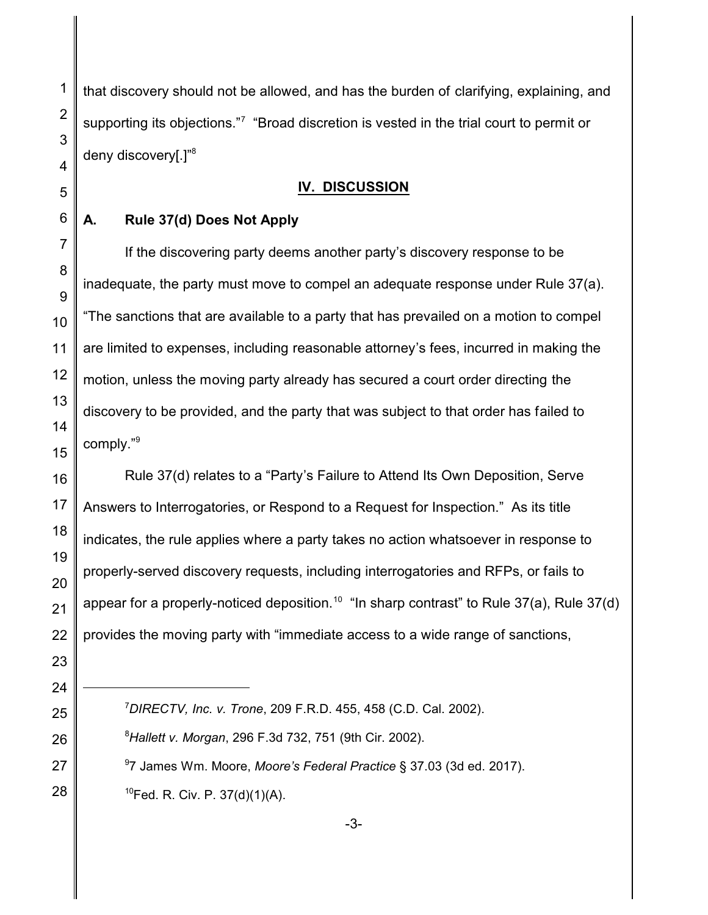that discovery should not be allowed, and has the burden of clarifying, explaining, and supporting its objections."[7] "Broad discretion is vested in the trial court to permit or deny discovery[.]"[8]

## IV. DISCUSSION

### A. Rule 37(d) Does Not Apply

If the discovering party deems another party's discovery response to be inadequate, the party must move to compel an adequate response under Rule 37(a). "The sanctions that are available to a party that has prevailed on a motion to compel are limited to expenses, including reasonable attorney's fees, incurred in making the motion, unless the moving party already has secured a court order directing the discovery to be provided, and the party that was subject to that order has failed to comply."[9]

Rule 37(d) relates to a "Party's Failure to Attend Its Own Deposition, Serve Answers to Interrogatories, or Respond to a Request for Inspection." As its title indicates, the rule applies where a party takes no action whatsoever in response to properly-served discovery requests, including interrogatories and RFPs, or fails to appear for a properly-noticed deposition.[10] "In sharp contrast" to Rule 37(a), Rule 37(d) provides the moving party with "immediate access to a wide range of sanctions,

---

[7] *DIRECTV, Inc. v. Trone*, 209 F.R.D. 455, 458 (C.D. Cal. 2002).

[8] *Hallett v. Morgan*, 296 F.3d 732, 751 (9th Cir. 2002).

[9] 7 James Wm. Moore, *Moore's Federal Practice* § 37.03 (3d ed. 2017).

[10] Fed. R. Civ. P. 37(d)(1)(A).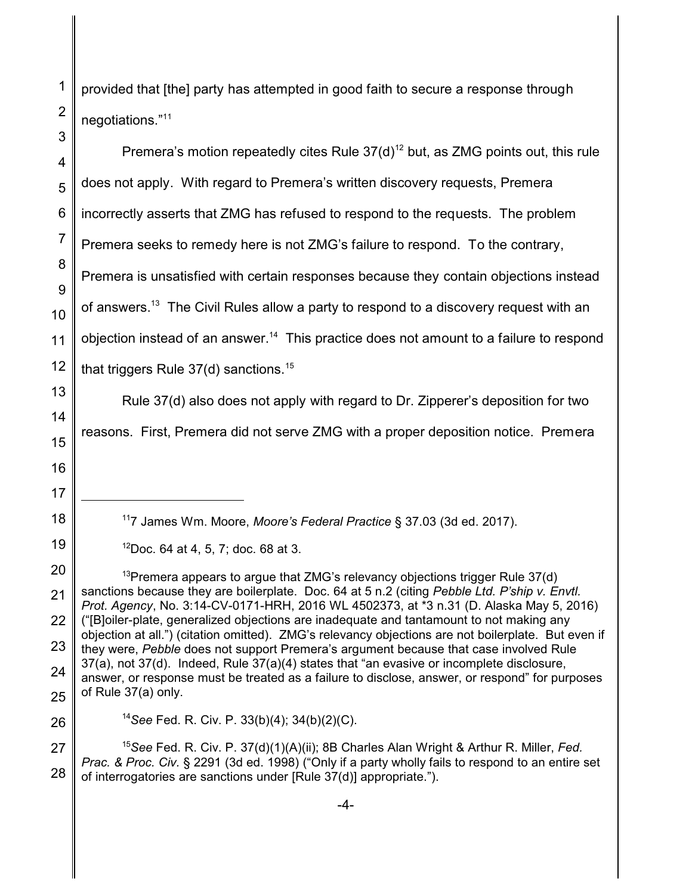provided that [the] party has attempted in good faith to secure a response through negotiations."[11]

Premera's motion repeatedly cites Rule 37(d)[12] but, as ZMG points out, this rule does not apply. With regard to Premera's written discovery requests, Premera incorrectly asserts that ZMG has refused to respond to the requests. The problem Premera seeks to remedy here is not ZMG's failure to respond. To the contrary, Premera is unsatisfied with certain responses because they contain objections instead of answers.[13] The Civil Rules allow a party to respond to a discovery request with an objection instead of an answer.[14] This practice does not amount to a failure to respond that triggers Rule 37(d) sanctions.[15]

Rule 37(d) also does not apply with regard to Dr. Zipperer's deposition for two reasons. First, Premera did not serve ZMG with a proper deposition notice. Premera

---

[11] 7 James Wm. Moore, *Moore's Federal Practice* § 37.03 (3d ed. 2017).

[12] Doc. 64 at 4, 5, 7; doc. 68 at 3.

[13] Premera appears to argue that ZMG's relevancy objections trigger Rule 37(d) sanctions because they are boilerplate. Doc. 64 at 5 n.2 (citing *Pebble Ltd. P'ship v. Envtl. Prot. Agency*, No. 3:14-CV-0171-HRH, 2016 WL 4502373, at *3 n.31 (D. Alaska May 5, 2016) ("[B]oiler-plate, generalized objections are inadequate and tantamount to not making any objection at all.") (citation omitted). ZMG's relevancy objections are not boilerplate. But even if they were, *Pebble* does not support Premera's argument because that case involved Rule 37(a), not 37(d). Indeed, Rule 37(a)(4) states that "an evasive or incomplete disclosure, answer, or response must be treated as a failure to disclose, answer, or respond" for purposes of Rule 37(a) only.

[14] *See* Fed. R. Civ. P. 33(b)(4); 34(b)(2)(C).

[15] *See* Fed. R. Civ. P. 37(d)(1)(A)(ii); 8B Charles Alan Wright & Arthur R. Miller, *Fed. Prac. & Proc. Civ.* § 2291 (3d ed. 1998) ("Only if a party wholly fails to respond to an entire set of interrogatories are sanctions under [Rule 37(d)] appropriate.").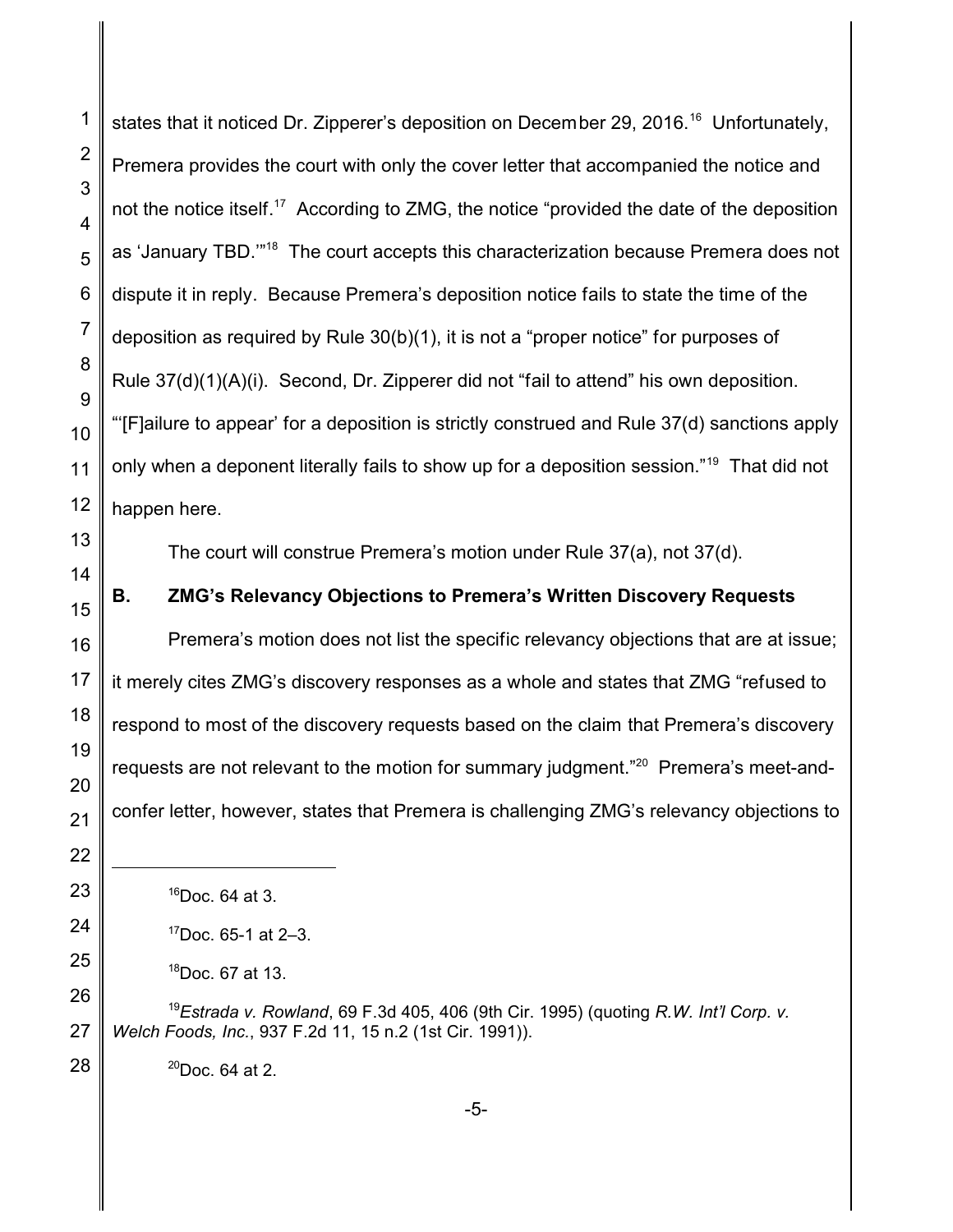states that it noticed Dr. Zipperer's deposition on December 29, 2016.[16] Unfortunately, Premera provides the court with only the cover letter that accompanied the notice and not the notice itself.[17] According to ZMG, the notice "provided the date of the deposition as 'January TBD.'"[18] The court accepts this characterization because Premera does not dispute it in reply. Because Premera's deposition notice fails to state the time of the deposition as required by Rule 30(b)(1), it is not a "proper notice" for purposes of Rule 37(d)(1)(A)(i). Second, Dr. Zipperer did not "fail to attend" his own deposition. "'[F]ailure to appear' for a deposition is strictly construed and Rule 37(d) sanctions apply only when a deponent literally fails to show up for a deposition session."[19] That did not happen here.

The court will construe Premera's motion under Rule 37(a), not 37(d).

### B. ZMG's Relevancy Objections to Premera's Written Discovery Requests

Premera's motion does not list the specific relevancy objections that are at issue; it merely cites ZMG's discovery responses as a whole and states that ZMG "refused to respond to most of the discovery requests based on the claim that Premera's discovery requests are not relevant to the motion for summary judgment."[20] Premera's meet-and-confer letter, however, states that Premera is challenging ZMG's relevancy objections to

---

[16] Doc. 64 at 3.

[17] Doc. 65-1 at 2–3.

[18] Doc. 67 at 13.

[19] *Estrada v. Rowland*, 69 F.3d 405, 406 (9th Cir. 1995) (quoting *R.W. Int'l Corp. v. Welch Foods, Inc.*, 937 F.2d 11, 15 n.2 (1st Cir. 1991)).

[20] Doc. 64 at 2.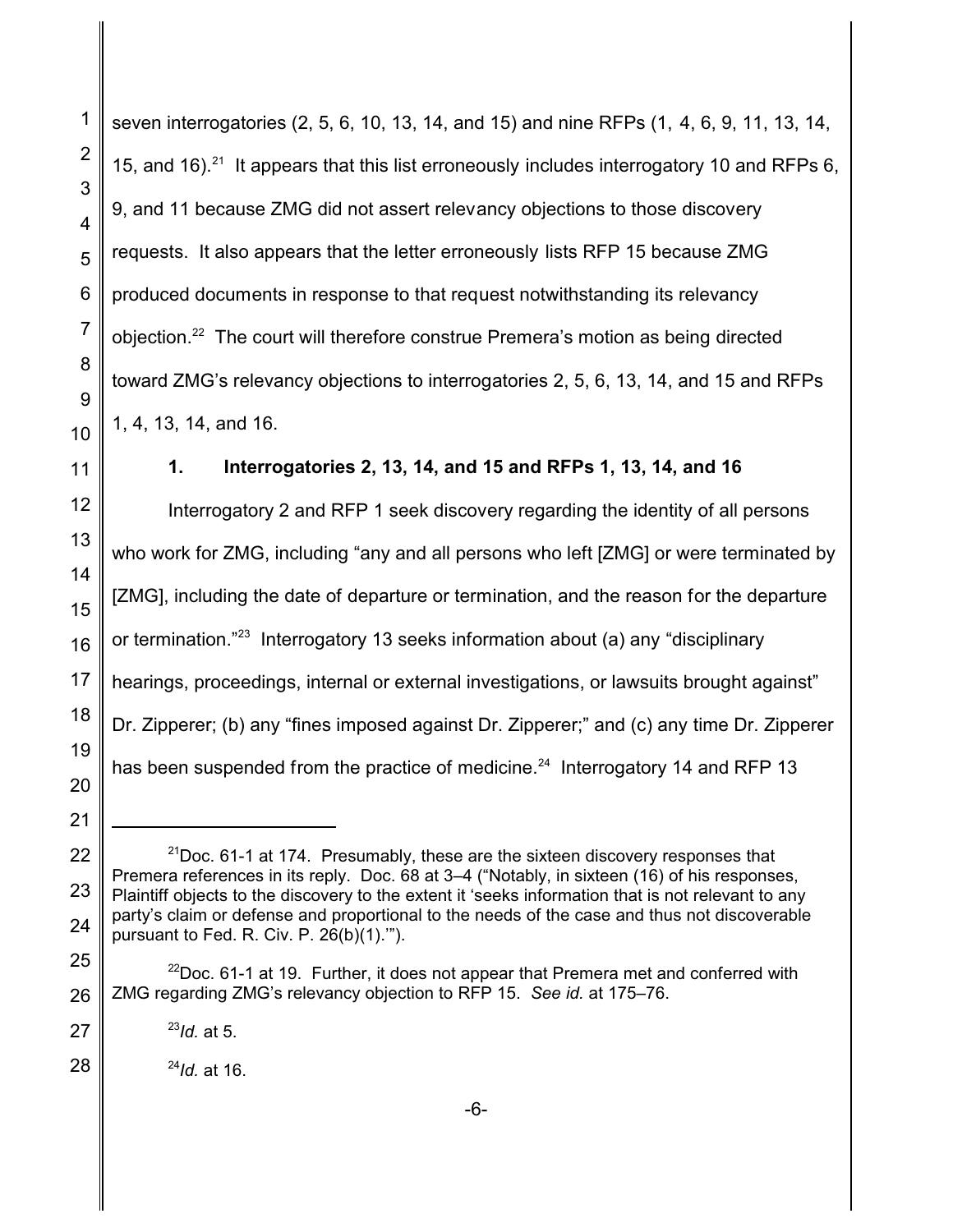seven interrogatories (2, 5, 6, 10, 13, 14, and 15) and nine RFPs (1, 4, 6, 9, 11, 13, 14, 15, and 16).[21] It appears that this list erroneously includes interrogatory 10 and RFPs 6, 9, and 11 because ZMG did not assert relevancy objections to those discovery requests. It also appears that the letter erroneously lists RFP 15 because ZMG produced documents in response to that request notwithstanding its relevancy objection.[22] The court will therefore construe Premera's motion as being directed toward ZMG's relevancy objections to interrogatories 2, 5, 6, 13, 14, and 15 and RFPs 1, 4, 13, 14, and 16.

### 1. Interrogatories 2, 13, 14, and 15 and RFPs 1, 13, 14, and 16

Interrogatory 2 and RFP 1 seek discovery regarding the identity of all persons who work for ZMG, including "any and all persons who left [ZMG] or were terminated by [ZMG], including the date of departure or termination, and the reason for the departure or termination."[23] Interrogatory 13 seeks information about (a) any "disciplinary hearings, proceedings, internal or external investigations, or lawsuits brought against" Dr. Zipperer; (b) any "fines imposed against Dr. Zipperer;" and (c) any time Dr. Zipperer has been suspended from the practice of medicine.[24] Interrogatory 14 and RFP 13

---

[21] Doc. 61-1 at 174. Presumably, these are the sixteen discovery responses that Premera references in its reply. Doc. 68 at 3–4 ("Notably, in sixteen (16) of his responses, Plaintiff objects to the discovery to the extent it 'seeks information that is not relevant to any party's claim or defense and proportional to the needs of the case and thus not discoverable pursuant to Fed. R. Civ. P. 26(b)(1).'").

[22] Doc. 61-1 at 19. Further, it does not appear that Premera met and conferred with ZMG regarding ZMG's relevancy objection to RFP 15. *See id.* at 175–76.

[23] *Id.* at 5.

[24] *Id.* at 16.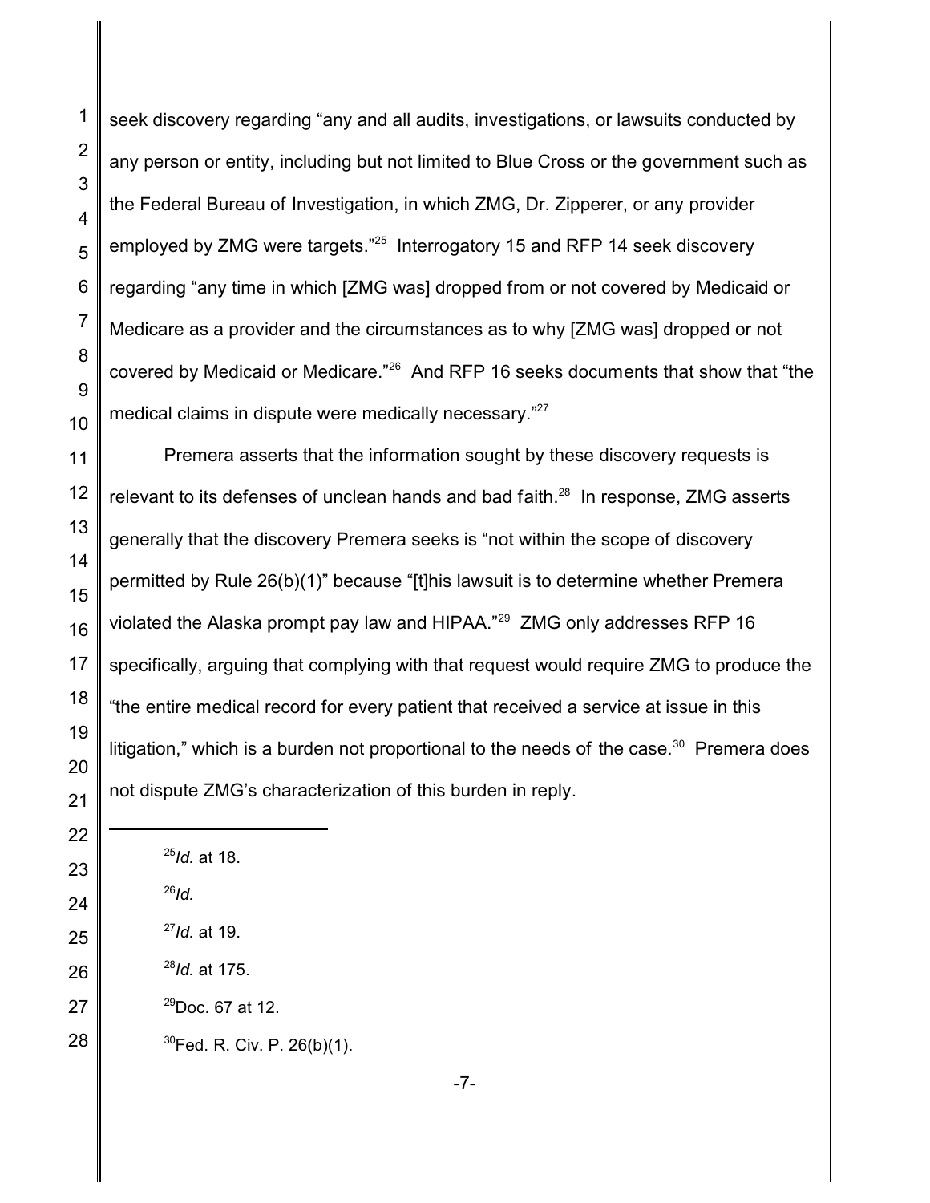seek discovery regarding "any and all audits, investigations, or lawsuits conducted by any person or entity, including but not limited to Blue Cross or the government such as the Federal Bureau of Investigation, in which ZMG, Dr. Zipperer, or any provider employed by ZMG were targets."[25] Interrogatory 15 and RFP 14 seek discovery regarding "any time in which [ZMG was] dropped from or not covered by Medicaid or Medicare as a provider and the circumstances as to why [ZMG was] dropped or not covered by Medicaid or Medicare."[26] And RFP 16 seeks documents that show that "the medical claims in dispute were medically necessary."[27]

Premera asserts that the information sought by these discovery requests is relevant to its defenses of unclean hands and bad faith.[28] In response, ZMG asserts generally that the discovery Premera seeks is "not within the scope of discovery permitted by Rule 26(b)(1)" because "[t]his lawsuit is to determine whether Premera violated the Alaska prompt pay law and HIPAA."[29] ZMG only addresses RFP 16 specifically, arguing that complying with that request would require ZMG to produce the "the entire medical record for every patient that received a service at issue in this litigation," which is a burden not proportional to the needs of the case.[30] Premera does not dispute ZMG's characterization of this burden in reply.

---

[25] *Id.* at 18.

[26] *Id.*

[27] *Id.* at 19.

[28] *Id.* at 175.

[29] Doc. 67 at 12.

[30] Fed. R. Civ. P. 26(b)(1).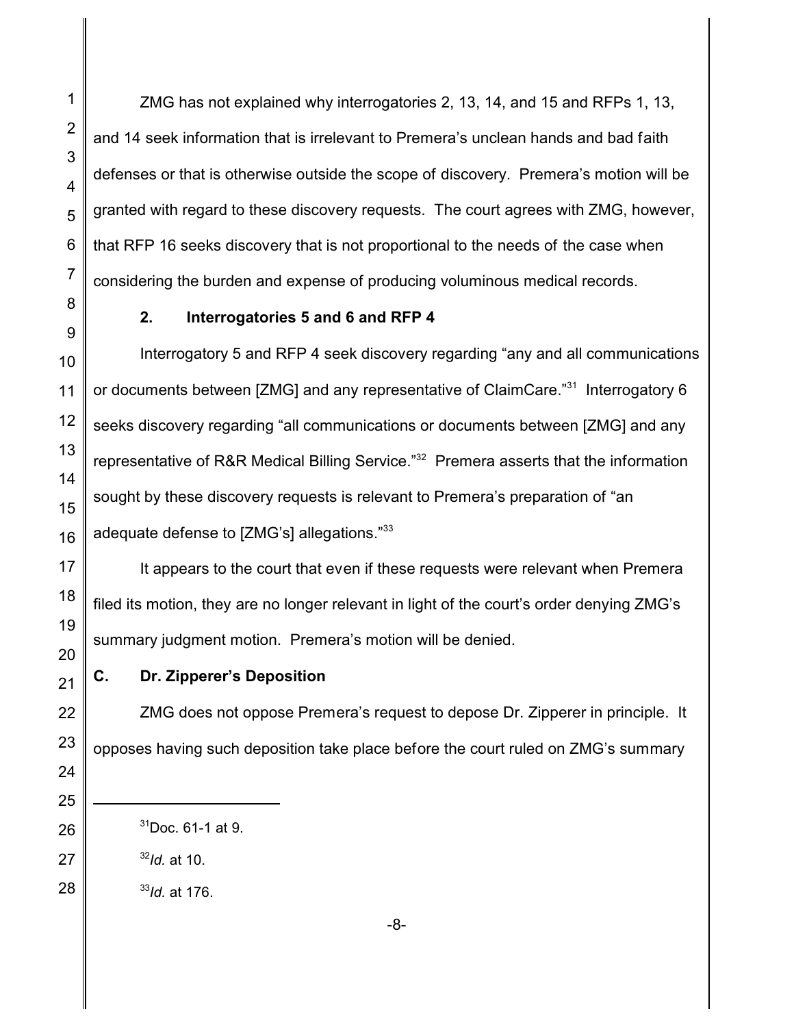ZMG has not explained why interrogatories 2, 13, 14, and 15 and RFPs 1, 13, and 14 seek information that is irrelevant to Premera's unclean hands and bad faith defenses or that is otherwise outside the scope of discovery. Premera's motion will be granted with regard to these discovery requests. The court agrees with ZMG, however, that RFP 16 seeks discovery that is not proportional to the needs of the case when considering the burden and expense of producing voluminous medical records.

### 2. Interrogatories 5 and 6 and RFP 4

Interrogatory 5 and RFP 4 seek discovery regarding "any and all communications or documents between [ZMG] and any representative of ClaimCare."[31] Interrogatory 6 seeks discovery regarding "all communications or documents between [ZMG] and any representative of R&R Medical Billing Service."[32] Premera asserts that the information sought by these discovery requests is relevant to Premera's preparation of "an adequate defense to [ZMG's] allegations."[33]

It appears to the court that even if these requests were relevant when Premera filed its motion, they are no longer relevant in light of the court's order denying ZMG's summary judgment motion. Premera's motion will be denied.

## C. Dr. Zipperer's Deposition

ZMG does not oppose Premera's request to depose Dr. Zipperer in principle. It opposes having such deposition take place before the court ruled on ZMG's summary

---

[31] Doc. 61-1 at 9.

[32] *Id.* at 10.

[33] *Id.* at 176.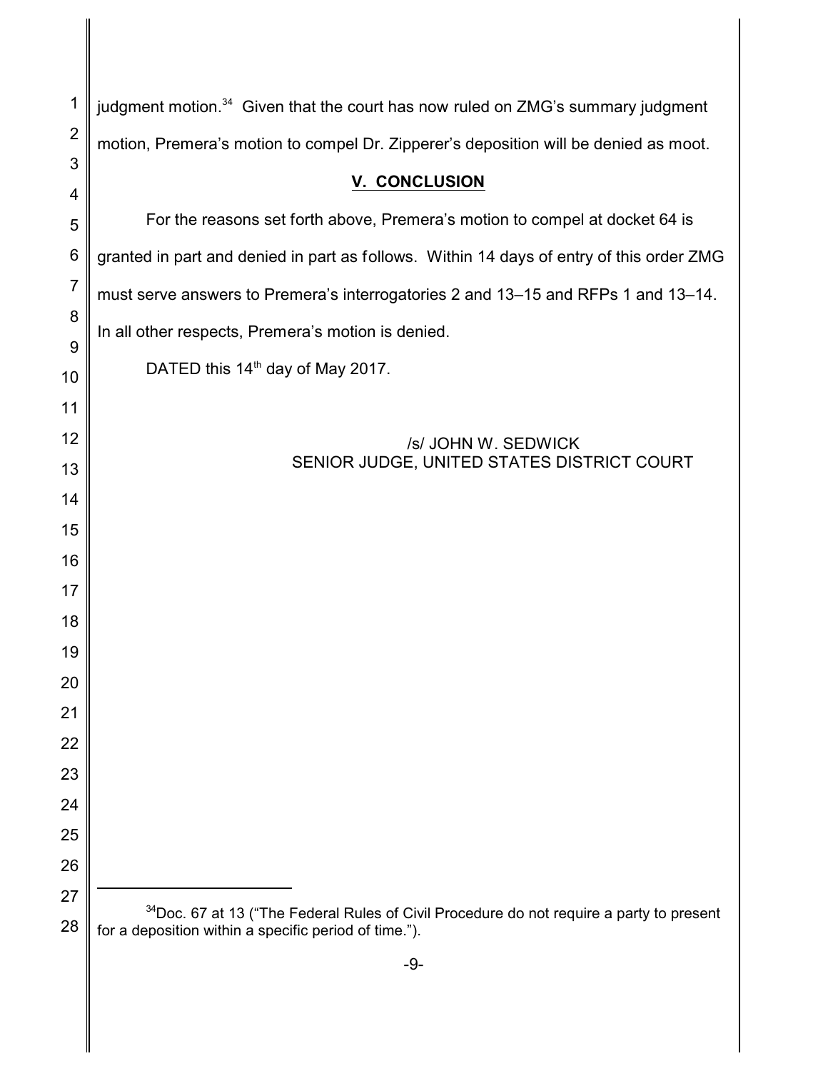judgment motion.[34] Given that the court has now ruled on ZMG's summary judgment motion, Premera's motion to compel Dr. Zipperer's deposition will be denied as moot.

## V. CONCLUSION

For the reasons set forth above, Premera's motion to compel at docket 64 is granted in part and denied in part as follows. Within 14 days of entry of this order ZMG must serve answers to Premera's interrogatories 2 and 13–15 and RFPs 1 and 13–14. In all other respects, Premera's motion is denied.

DATED this 14th day of May 2017.

/s/ JOHN W. SEDWICK
SENIOR JUDGE, UNITED STATES DISTRICT COURT

---

[34] Doc. 67 at 13 ("The Federal Rules of Civil Procedure do not require a party to present for a deposition within a specific period of time.").